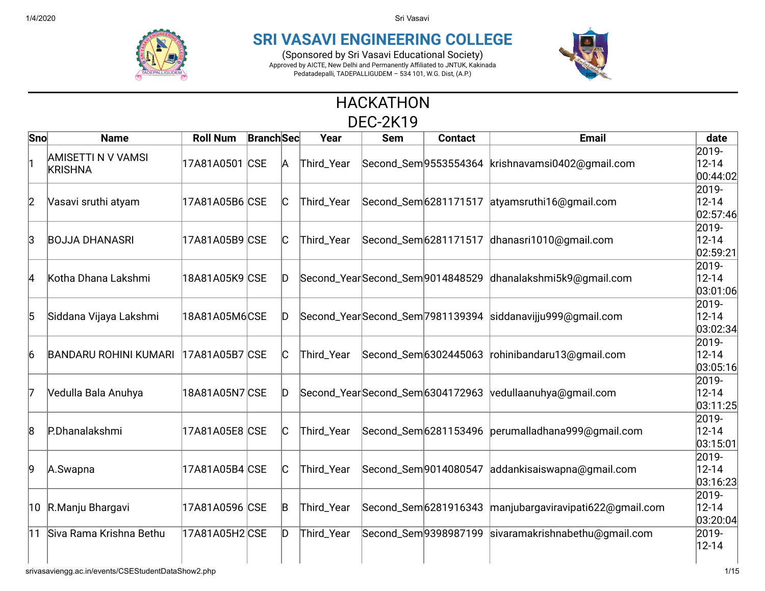# SRI VASAVI ENGINEERING COLLEGE

(Sponsored by Sri Vasavi Educational Society)

Approved by AICTE, New Delhi and Permanently Affiliated to JNTUK, Kakinada

Pedatadepalli, TADEPALLIGUDEM – 534 101, W.G. Dist, (A.P.)

## HACKATHON
## DEC-2K19

| Sno | Name | Roll Num | Branch | Sec | Year | Sem | Contact | Email | date |
|---|---|---|---|---|---|---|---|---|---|
| 1 | AMISETTI N V VAMSI KRISHNA | 17A81A0501 | CSE | A | Third_Year | Second_Sem | 9553554364 | krishnavamsi0402@gmail.com | 2019-12-14 00:44:02 |
| 2 | Vasavi sruthi atyam | 17A81A05B6 | CSE | C | Third_Year | Second_Sem | 6281171517 | atyamsruthi16@gmail.com | 2019-12-14 02:57:46 |
| 3 | BOJJA DHANASRI | 17A81A05B9 | CSE | C | Third_Year | Second_Sem | 6281171517 | dhanasri1010@gmail.com | 2019-12-14 02:59:21 |
| 4 | Kotha Dhana Lakshmi | 18A81A05K9 | CSE | D | Second_Year | Second_Sem | 9014848529 | dhanalakshmi5k9@gmail.com | 2019-12-14 03:01:06 |
| 5 | Siddana Vijaya Lakshmi | 18A81A05M6 | CSE | D | Second_Year | Second_Sem | 7981139394 | siddanavijju999@gmail.com | 2019-12-14 03:02:34 |
| 6 | BANDARU ROHINI KUMARI | 17A81A05B7 | CSE | C | Third_Year | Second_Sem | 6302445063 | rohinibandaru13@gmail.com | 2019-12-14 03:05:16 |
| 7 | Vedulla Bala Anuhya | 18A81A05N7 | CSE | D | Second_Year | Second_Sem | 6304172963 | vedullaanuhya@gmail.com | 2019-12-14 03:11:25 |
| 8 | P.Dhanalakshmi | 17A81A05E8 | CSE | C | Third_Year | Second_Sem | 6281153496 | perumalladhana999@gmail.com | 2019-12-14 03:15:01 |
| 9 | A.Swapna | 17A81A05B4 | CSE | C | Third_Year | Second_Sem | 9014080547 | addankisaiswapna@gmail.com | 2019-12-14 03:16:23 |
| 10 | R.Manju Bhargavi | 17A81A0596 | CSE | B | Third_Year | Second_Sem | 6281916343 | manjubargaviravipati622@gmail.com | 2019-12-14 03:20:04 |
| 11 | Siva Rama Krishna Bethu | 17A81A05H2 | CSE | D | Third_Year | Second_Sem | 9398987199 | sivaramakrishnabethu@gmail.com | 2019-12-14 |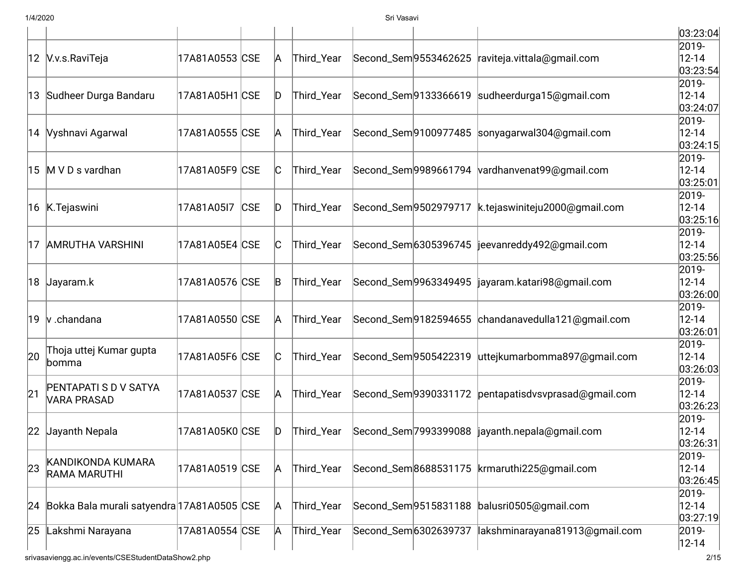|  |  |  |  |  |  |  |  |  | 03:23:04 |
|---|---|---|---|---|---|---|---|---|---|
| 12 | V.v.s.RaviTeja | 17A81A0553 | CSE | A | Third_Year | Second_Sem | 9553462625 | raviteja.vittala@gmail.com | 2019-12-14 03:23:54 |
| 13 | Sudheer Durga Bandaru | 17A81A05H1 | CSE | D | Third_Year | Second_Sem | 9133366619 | sudheerdurga15@gmail.com | 2019-12-14 03:24:07 |
| 14 | Vyshnavi Agarwal | 17A81A0555 | CSE | A | Third_Year | Second_Sem | 9100977485 | sonyagarwal304@gmail.com | 2019-12-14 03:24:15 |
| 15 | M V D s vardhan | 17A81A05F9 | CSE | C | Third_Year | Second_Sem | 9989661794 | vardhanvenat99@gmail.com | 2019-12-14 03:25:01 |
| 16 | K.Tejaswini | 17A81A05I7 | CSE | D | Third_Year | Second_Sem | 9502979717 | k.tejaswiniteju2000@gmail.com | 2019-12-14 03:25:16 |
| 17 | AMRUTHA VARSHINI | 17A81A05E4 | CSE | C | Third_Year | Second_Sem | 6305396745 | jeevanreddy492@gmail.com | 2019-12-14 03:25:56 |
| 18 | Jayaram.k | 17A81A0576 | CSE | B | Third_Year | Second_Sem | 9963349495 | jayaram.katari98@gmail.com | 2019-12-14 03:26:00 |
| 19 | v .chandana | 17A81A0550 | CSE | A | Third_Year | Second_Sem | 9182594655 | chandanavedulla121@gmail.com | 2019-12-14 03:26:01 |
| 20 | Thoja uttej Kumar gupta bomma | 17A81A05F6 | CSE | C | Third_Year | Second_Sem | 9505422319 | uttejkumarbomma897@gmail.com | 2019-12-14 03:26:03 |
| 21 | PENTAPATI S D V SATYA VARA PRASAD | 17A81A0537 | CSE | A | Third_Year | Second_Sem | 9390331172 | pentapatisdvsvprasad@gmail.com | 2019-12-14 03:26:23 |
| 22 | Jayanth Nepala | 17A81A05K0 | CSE | D | Third_Year | Second_Sem | 7993399088 | jayanth.nepala@gmail.com | 2019-12-14 03:26:31 |
| 23 | KANDIKONDA KUMARA RAMA MARUTHI | 17A81A0519 | CSE | A | Third_Year | Second_Sem | 8688531175 | krmaruthi225@gmail.com | 2019-12-14 03:26:45 |
| 24 | Bokka Bala murali satyendra | 17A81A0505 | CSE | A | Third_Year | Second_Sem | 9515831188 | balusri0505@gmail.com | 2019-12-14 03:27:19 |
| 25 | Lakshmi Narayana | 17A81A0554 | CSE | A | Third_Year | Second_Sem | 6302639737 | lakshminarayana81913@gmail.com | 2019-12-14 |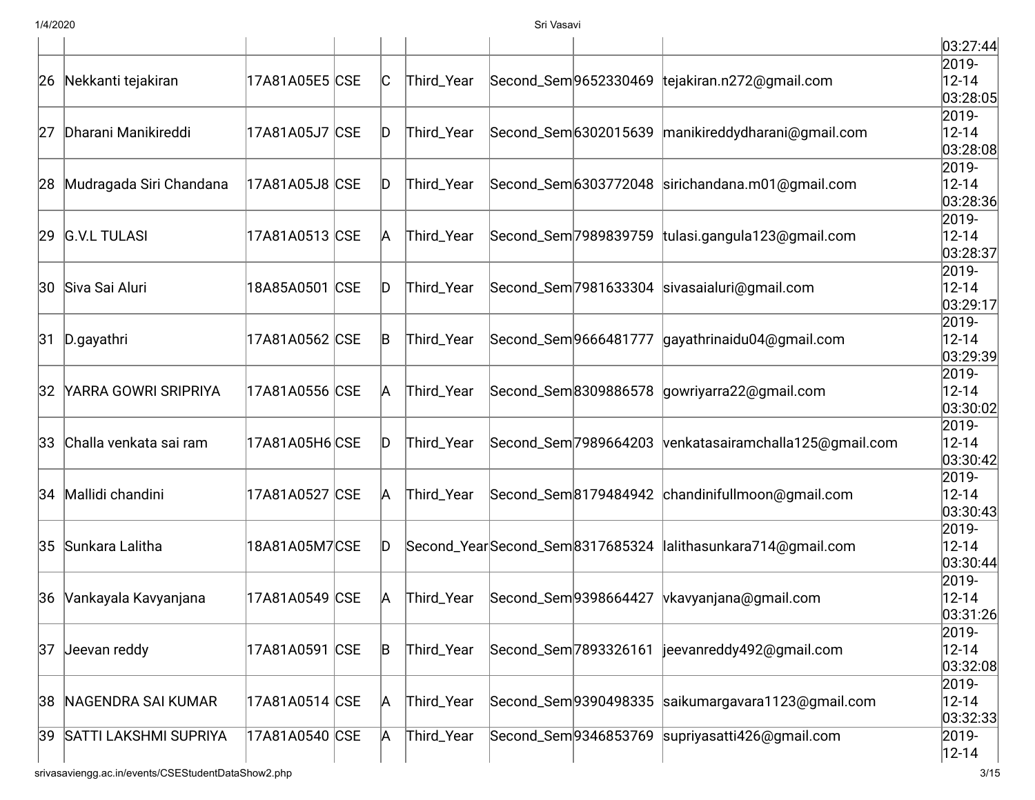|  |  |  |  |  |  |  |  |  | 03:27:44 |
|---|---|---|---|---|---|---|---|---|---|
| 26 | Nekkanti tejakiran | 17A81A05E5 | CSE | C | Third_Year | Second_Sem | 9652330469 | tejakiran.n272@gmail.com | 2019-12-14 03:28:05 |
| 27 | Dharani Manikireddi | 17A81A05J7 | CSE | D | Third_Year | Second_Sem | 6302015639 | manikireddydharani@gmail.com | 2019-12-14 03:28:08 |
| 28 | Mudragada Siri Chandana | 17A81A05J8 | CSE | D | Third_Year | Second_Sem | 6303772048 | sirichandana.m01@gmail.com | 2019-12-14 03:28:36 |
| 29 | G.V.L TULASI | 17A81A0513 | CSE | A | Third_Year | Second_Sem | 7989839759 | tulasi.gangula123@gmail.com | 2019-12-14 03:28:37 |
| 30 | Siva Sai Aluri | 18A85A0501 | CSE | D | Third_Year | Second_Sem | 7981633304 | sivasaialuri@gmail.com | 2019-12-14 03:29:17 |
| 31 | D.gayathri | 17A81A0562 | CSE | B | Third_Year | Second_Sem | 9666481777 | gayathrinaidu04@gmail.com | 2019-12-14 03:29:39 |
| 32 | YARRA GOWRI SRIPRIYA | 17A81A0556 | CSE | A | Third_Year | Second_Sem | 8309886578 | gowriyarra22@gmail.com | 2019-12-14 03:30:02 |
| 33 | Challa venkata sai ram | 17A81A05H6 | CSE | D | Third_Year | Second_Sem | 7989664203 | venkatasairamchalla125@gmail.com | 2019-12-14 03:30:42 |
| 34 | Mallidi chandini | 17A81A0527 | CSE | A | Third_Year | Second_Sem | 8179484942 | chandinifullmoon@gmail.com | 2019-12-14 03:30:43 |
| 35 | Sunkara Lalitha | 18A81A05M7 | CSE | D | Second_Year | Second_Sem | 8317685324 | lalithasunkara714@gmail.com | 2019-12-14 03:30:44 |
| 36 | Vankayala Kavyanjana | 17A81A0549 | CSE | A | Third_Year | Second_Sem | 9398664427 | vkavyanjana@gmail.com | 2019-12-14 03:31:26 |
| 37 | Jeevan reddy | 17A81A0591 | CSE | B | Third_Year | Second_Sem | 7893326161 | jeevanreddy492@gmail.com | 2019-12-14 03:32:08 |
| 38 | NAGENDRA SAI KUMAR | 17A81A0514 | CSE | A | Third_Year | Second_Sem | 9390498335 | saikumargavara1123@gmail.com | 2019-12-14 03:32:33 |
| 39 | SATTI LAKSHMI SUPRIYA | 17A81A0540 | CSE | A | Third_Year | Second_Sem | 9346853769 | supriyasatti426@gmail.com | 2019-12-14 |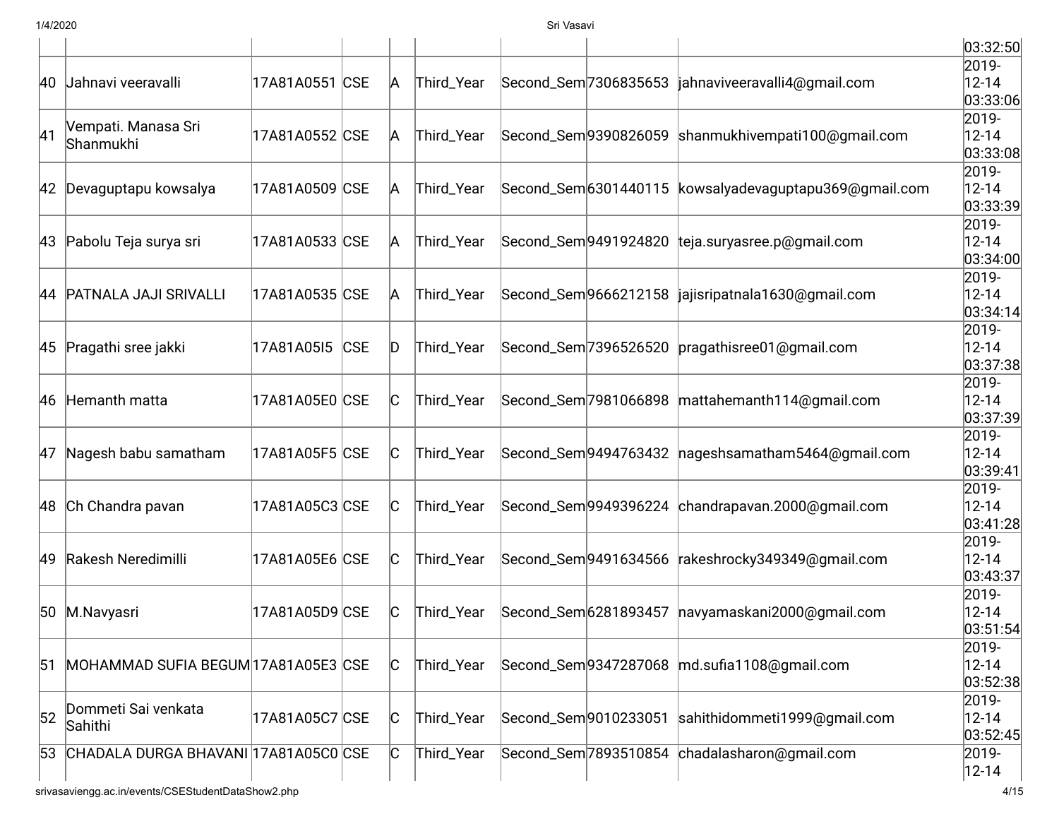| | | | | | | | | | |
|---|---|---|---|---|---|---|---|---|---|
| | | | | | | | | | 03:32:50 |
| 40 | Jahnavi veeravalli | 17A81A0551 | CSE | A | Third_Year | Second_Sem | 7306835653 | jahnaviveeravalli4@gmail.com | 2019-12-14 03:33:06 |
| 41 | Vempati. Manasa Sri Shanmukhi | 17A81A0552 | CSE | A | Third_Year | Second_Sem | 9390826059 | shanmukhivempati100@gmail.com | 2019-12-14 03:33:08 |
| 42 | Devaguptapu kowsalya | 17A81A0509 | CSE | A | Third_Year | Second_Sem | 6301440115 | kowsalyadevaguptapu369@gmail.com | 2019-12-14 03:33:39 |
| 43 | Pabolu Teja surya sri | 17A81A0533 | CSE | A | Third_Year | Second_Sem | 9491924820 | teja.suryasree.p@gmail.com | 2019-12-14 03:34:00 |
| 44 | PATNALA JAJI SRIVALLI | 17A81A0535 | CSE | A | Third_Year | Second_Sem | 9666212158 | jajisripatnala1630@gmail.com | 2019-12-14 03:34:14 |
| 45 | Pragathi sree jakki | 17A81A05I5 | CSE | D | Third_Year | Second_Sem | 7396526520 | pragathisree01@gmail.com | 2019-12-14 03:37:38 |
| 46 | Hemanth matta | 17A81A05E0 | CSE | C | Third_Year | Second_Sem | 7981066898 | mattahemanth114@gmail.com | 2019-12-14 03:37:39 |
| 47 | Nagesh babu samatham | 17A81A05F5 | CSE | C | Third_Year | Second_Sem | 9494763432 | nageshsamatham5464@gmail.com | 2019-12-14 03:39:41 |
| 48 | Ch Chandra pavan | 17A81A05C3 | CSE | C | Third_Year | Second_Sem | 9949396224 | chandrapavan.2000@gmail.com | 2019-12-14 03:41:28 |
| 49 | Rakesh Neredimilli | 17A81A05E6 | CSE | C | Third_Year | Second_Sem | 9491634566 | rakeshrocky349349@gmail.com | 2019-12-14 03:43:37 |
| 50 | M.Navyasri | 17A81A05D9 | CSE | C | Third_Year | Second_Sem | 6281893457 | navyamaskani2000@gmail.com | 2019-12-14 03:51:54 |
| 51 | MOHAMMAD SUFIA BEGUM | 17A81A05E3 | CSE | C | Third_Year | Second_Sem | 9347287068 | md.sufia1108@gmail.com | 2019-12-14 03:52:38 |
| 52 | Dommeti Sai venkata Sahithi | 17A81A05C7 | CSE | C | Third_Year | Second_Sem | 9010233051 | sahithidommeti1999@gmail.com | 2019-12-14 03:52:45 |
| 53 | CHADALA DURGA BHAVANI | 17A81A05C0 | CSE | C | Third_Year | Second_Sem | 7893510854 | chadalasharon@gmail.com | 2019-12-14 |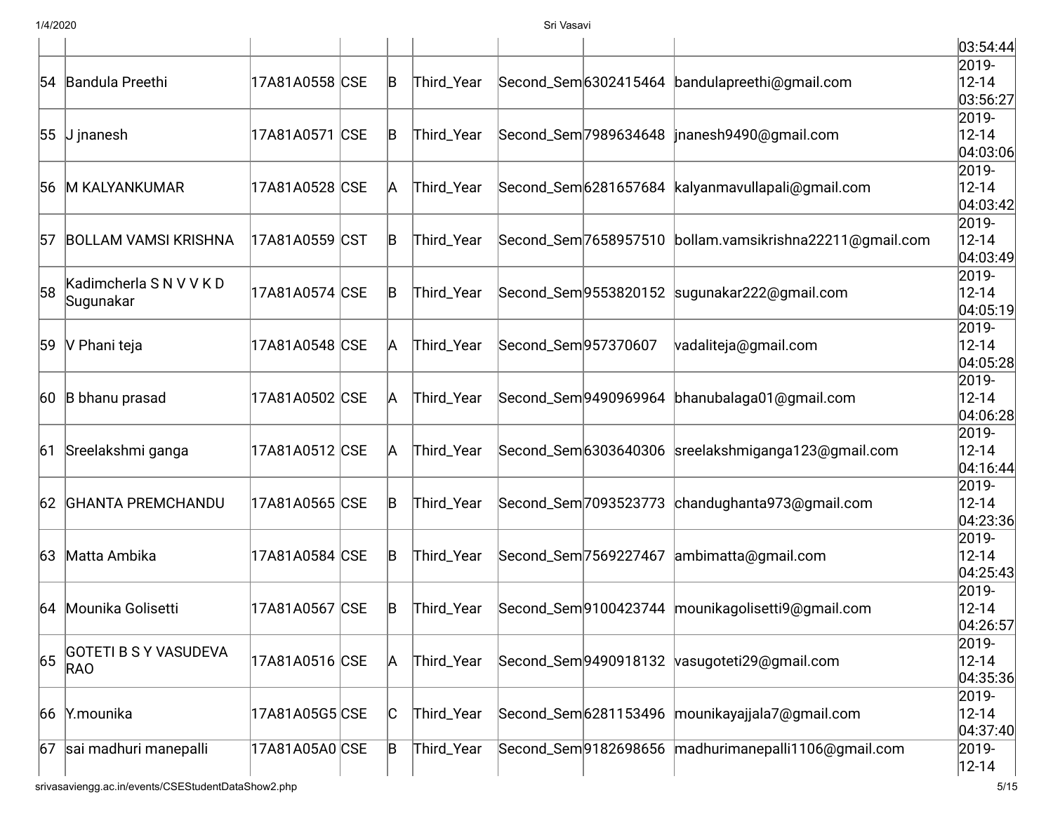| | | | | | | | | | |
|---|---|---|---|---|---|---|---|---|---|
| | | | | | | | | | 03:54:44 |
| 54 | Bandula Preethi | 17A81A0558 | CSE | B | Third_Year | Second_Sem | 6302415464 | bandulapreethi@gmail.com | 2019-12-14 03:56:27 |
| 55 | J jnanesh | 17A81A0571 | CSE | B | Third_Year | Second_Sem | 7989634648 | jnanesh9490@gmail.com | 2019-12-14 04:03:06 |
| 56 | M KALYANKUMAR | 17A81A0528 | CSE | A | Third_Year | Second_Sem | 6281657684 | kalyanmavullapali@gmail.com | 2019-12-14 04:03:42 |
| 57 | BOLLAM VAMSI KRISHNA | 17A81A0559 | CST | B | Third_Year | Second_Sem | 7658957510 | bollam.vamsikrishna22211@gmail.com | 2019-12-14 04:03:49 |
| 58 | Kadimcherla S N V V K D Sugunakar | 17A81A0574 | CSE | B | Third_Year | Second_Sem | 9553820152 | sugunakar222@gmail.com | 2019-12-14 04:05:19 |
| 59 | V Phani teja | 17A81A0548 | CSE | A | Third_Year | Second_Sem | 957370607 | vadaliteja@gmail.com | 2019-12-14 04:05:28 |
| 60 | B bhanu prasad | 17A81A0502 | CSE | A | Third_Year | Second_Sem | 9490969964 | bhanubalaga01@gmail.com | 2019-12-14 04:06:28 |
| 61 | Sreelakshmi ganga | 17A81A0512 | CSE | A | Third_Year | Second_Sem | 6303640306 | sreelakshmiganga123@gmail.com | 2019-12-14 04:16:44 |
| 62 | GHANTA PREMCHANDU | 17A81A0565 | CSE | B | Third_Year | Second_Sem | 7093523773 | chandughanta973@gmail.com | 2019-12-14 04:23:36 |
| 63 | Matta Ambika | 17A81A0584 | CSE | B | Third_Year | Second_Sem | 7569227467 | ambimatta@gmail.com | 2019-12-14 04:25:43 |
| 64 | Mounika Golisetti | 17A81A0567 | CSE | B | Third_Year | Second_Sem | 9100423744 | mounikagolisetti9@gmail.com | 2019-12-14 04:26:57 |
| 65 | GOTETI B S Y VASUDEVA RAO | 17A81A0516 | CSE | A | Third_Year | Second_Sem | 9490918132 | vasugoteti29@gmail.com | 2019-12-14 04:35:36 |
| 66 | Y.mounika | 17A81A05G5 | CSE | C | Third_Year | Second_Sem | 6281153496 | mounikayajjala7@gmail.com | 2019-12-14 04:37:40 |
| 67 | sai madhuri manepalli | 17A81A05A0 | CSE | B | Third_Year | Second_Sem | 9182698656 | madhurimanepalli1106@gmail.com | 2019-12-14 |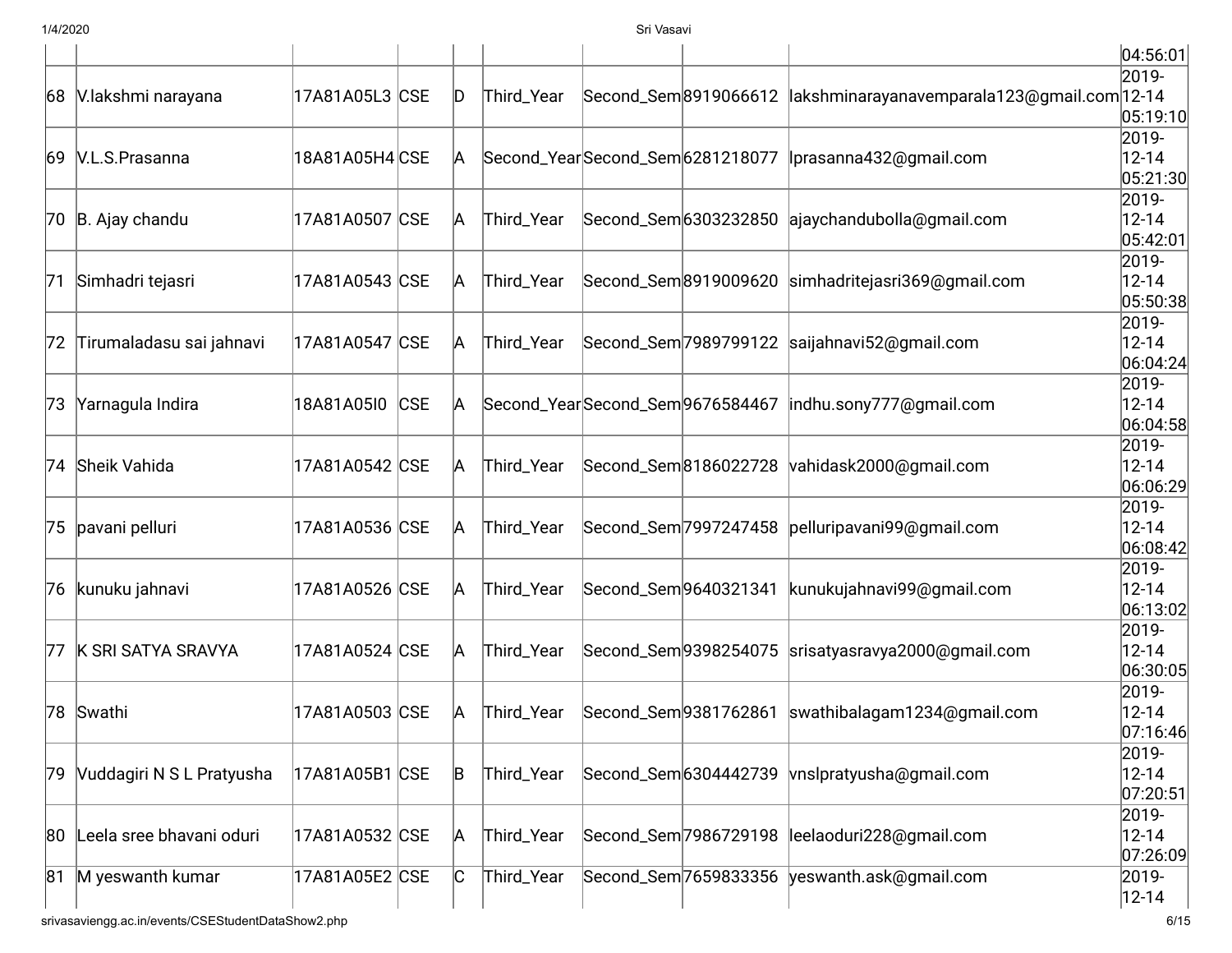|  |  |  |  |  |  |  |  |  | 04:56:01 |
|---|---|---|---|---|---|---|---|---|---|
| 68 | V.lakshmi narayana | 17A81A05L3 | CSE | D | Third_Year | Second_Sem | 8919066612 | lakshminarayanavemparala123@gmail.com | 2019-12-14 05:19:10 |
| 69 | V.L.S.Prasanna | 18A81A05H4 | CSE | A | Second_Year | Second_Sem | 6281218077 | lprasanna432@gmail.com | 2019-12-14 05:21:30 |
| 70 | B. Ajay chandu | 17A81A0507 | CSE | A | Third_Year | Second_Sem | 6303232850 | ajaychandubolla@gmail.com | 2019-12-14 05:42:01 |
| 71 | Simhadri tejasri | 17A81A0543 | CSE | A | Third_Year | Second_Sem | 8919009620 | simhadritejasri369@gmail.com | 2019-12-14 05:50:38 |
| 72 | Tirumaladasu sai jahnavi | 17A81A0547 | CSE | A | Third_Year | Second_Sem | 7989799122 | saijahnavi52@gmail.com | 2019-12-14 06:04:24 |
| 73 | Yarnagula Indira | 18A81A05I0 | CSE | A | Second_Year | Second_Sem | 9676584467 | indhu.sony777@gmail.com | 2019-12-14 06:04:58 |
| 74 | Sheik Vahida | 17A81A0542 | CSE | A | Third_Year | Second_Sem | 8186022728 | vahidask2000@gmail.com | 2019-12-14 06:06:29 |
| 75 | pavani pelluri | 17A81A0536 | CSE | A | Third_Year | Second_Sem | 7997247458 | pelluripavani99@gmail.com | 2019-12-14 06:08:42 |
| 76 | kunuku jahnavi | 17A81A0526 | CSE | A | Third_Year | Second_Sem | 9640321341 | kunukujahnavi99@gmail.com | 2019-12-14 06:13:02 |
| 77 | K SRI SATYA SRAVYA | 17A81A0524 | CSE | A | Third_Year | Second_Sem | 9398254075 | srisatyasravya2000@gmail.com | 2019-12-14 06:30:05 |
| 78 | Swathi | 17A81A0503 | CSE | A | Third_Year | Second_Sem | 9381762861 | swathibalagam1234@gmail.com | 2019-12-14 07:16:46 |
| 79 | Vuddagiri N S L Pratyusha | 17A81A05B1 | CSE | B | Third_Year | Second_Sem | 6304442739 | vnslpratyusha@gmail.com | 2019-12-14 07:20:51 |
| 80 | Leela sree bhavani oduri | 17A81A0532 | CSE | A | Third_Year | Second_Sem | 7986729198 | leelaoduri228@gmail.com | 2019-12-14 07:26:09 |
| 81 | M yeswanth kumar | 17A81A05E2 | CSE | C | Third_Year | Second_Sem | 7659833356 | yeswanth.ask@gmail.com | 2019-12-14 |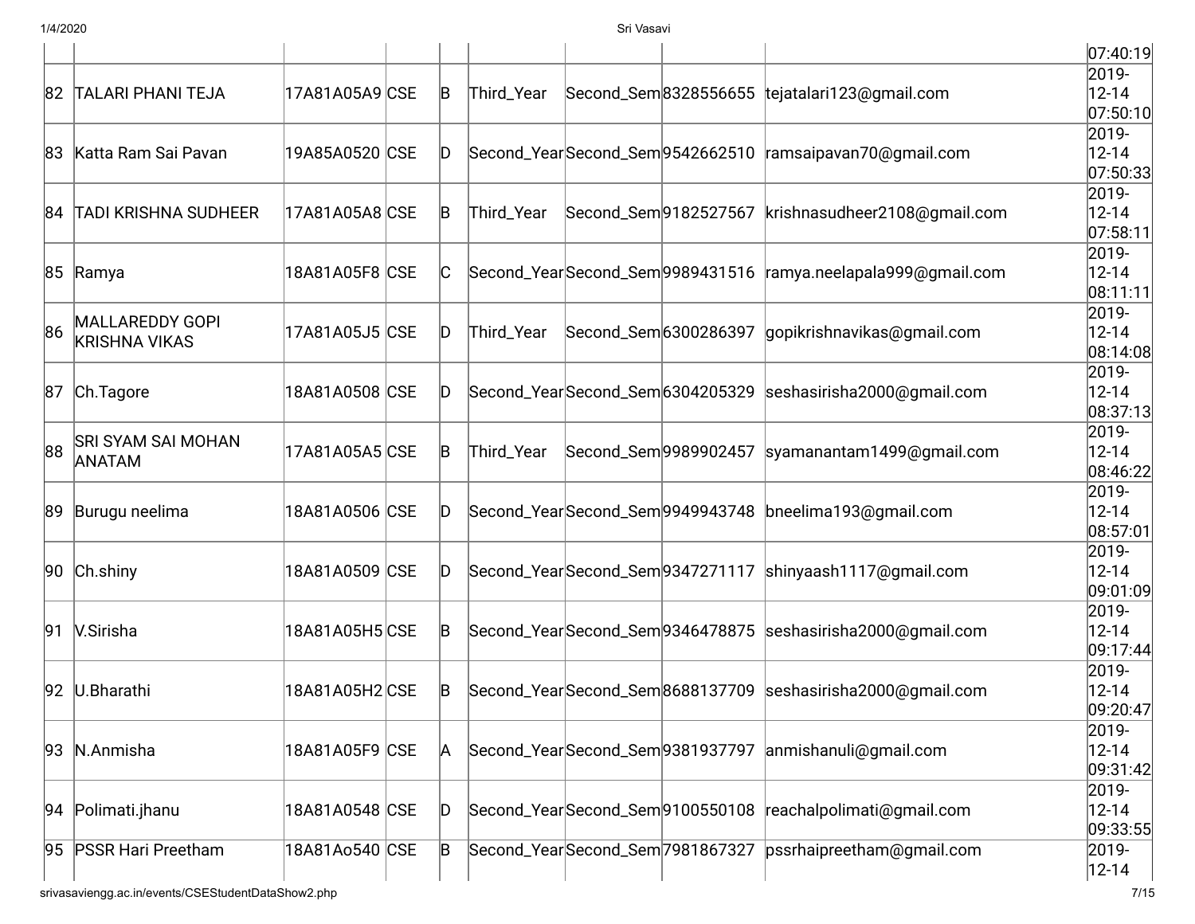| | | | | | | | | | |
|---|---|---|---|---|---|---|---|---|---|
| | | | | | | | | | 07:40:19 |
| 82 | TALARI PHANI TEJA | 17A81A05A9 | CSE | B | Third_Year | Second_Sem | 8328556655 | tejatalari123@gmail.com | 2019-12-14 07:50:10 |
| 83 | Katta Ram Sai Pavan | 19A85A0520 | CSE | D | Second_Year | Second_Sem | 9542662510 | ramsaipavan70@gmail.com | 2019-12-14 07:50:33 |
| 84 | TADI KRISHNA SUDHEER | 17A81A05A8 | CSE | B | Third_Year | Second_Sem | 9182527567 | krishnasudheer2108@gmail.com | 2019-12-14 07:58:11 |
| 85 | Ramya | 18A81A05F8 | CSE | C | Second_Year | Second_Sem | 9989431516 | ramya.neelapala999@gmail.com | 2019-12-14 08:11:11 |
| 86 | MALLAREDDY GOPI KRISHNA VIKAS | 17A81A05J5 | CSE | D | Third_Year | Second_Sem | 6300286397 | gopikrishnavikas@gmail.com | 2019-12-14 08:14:08 |
| 87 | Ch.Tagore | 18A81A0508 | CSE | D | Second_Year | Second_Sem | 6304205329 | seshasirisha2000@gmail.com | 2019-12-14 08:37:13 |
| 88 | SRI SYAM SAI MOHAN ANATAM | 17A81A05A5 | CSE | B | Third_Year | Second_Sem | 9989902457 | syamanantam1499@gmail.com | 2019-12-14 08:46:22 |
| 89 | Burugu neelima | 18A81A0506 | CSE | D | Second_Year | Second_Sem | 9949943748 | bneelima193@gmail.com | 2019-12-14 08:57:01 |
| 90 | Ch.shiny | 18A81A0509 | CSE | D | Second_Year | Second_Sem | 9347271117 | shinyaash1117@gmail.com | 2019-12-14 09:01:09 |
| 91 | V.Sirisha | 18A81A05H5 | CSE | B | Second_Year | Second_Sem | 9346478875 | seshasirisha2000@gmail.com | 2019-12-14 09:17:44 |
| 92 | U.Bharathi | 18A81A05H2 | CSE | B | Second_Year | Second_Sem | 8688137709 | seshasirisha2000@gmail.com | 2019-12-14 09:20:47 |
| 93 | N.Anmisha | 18A81A05F9 | CSE | A | Second_Year | Second_Sem | 9381937797 | anmishanuli@gmail.com | 2019-12-14 09:31:42 |
| 94 | Polimati.jhanu | 18A81A0548 | CSE | D | Second_Year | Second_Sem | 9100550108 | reachalpolimati@gmail.com | 2019-12-14 09:33:55 |
| 95 | PSSR Hari Preetham | 18A81Ao540 | CSE | B | Second_Year | Second_Sem | 7981867327 | pssrhaipreetham@gmail.com | 2019-12-14 |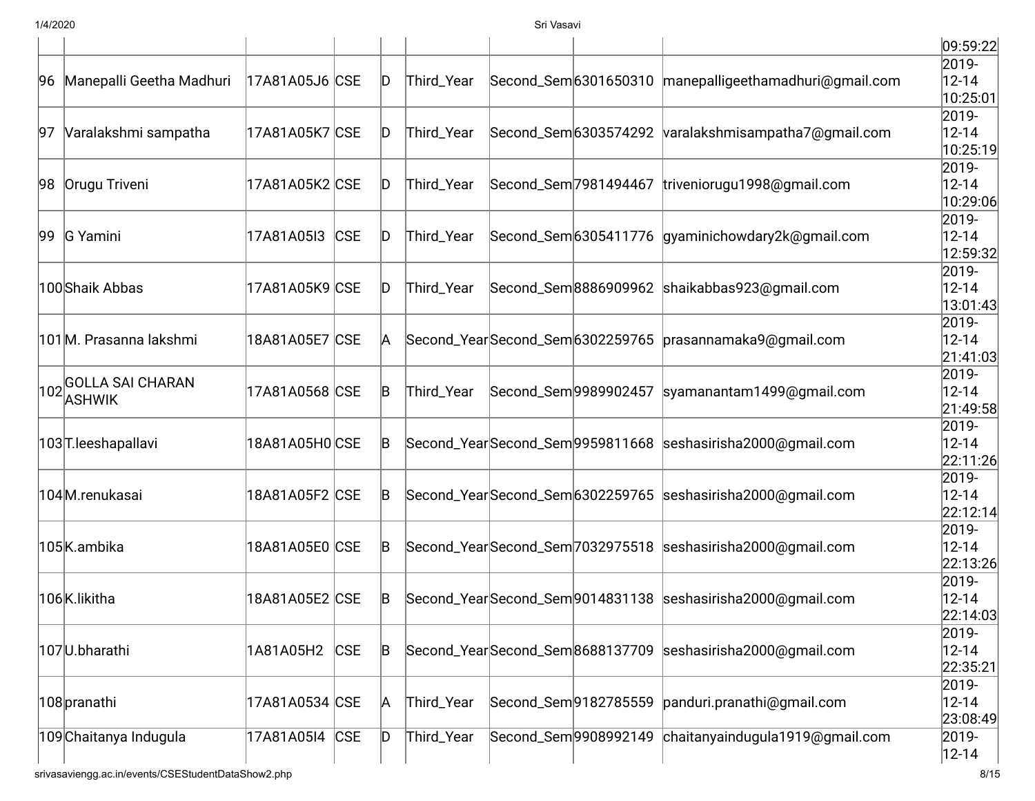| | | | | | | | | | |
|---|---|---|---|---|---|---|---|---|---|
| | | | | | | | | | 09:59:22 |
| 96 | Manepalli Geetha Madhuri | 17A81A05J6 | CSE | D | Third_Year | Second_Sem | 6301650310 | manepalligeethamadhuri@gmail.com | 2019-12-14 10:25:01 |
| 97 | Varalakshmi sampatha | 17A81A05K7 | CSE | D | Third_Year | Second_Sem | 6303574292 | varalakshmisampatha7@gmail.com | 2019-12-14 10:25:19 |
| 98 | Orugu Triveni | 17A81A05K2 | CSE | D | Third_Year | Second_Sem | 7981494467 | triveniorugu1998@gmail.com | 2019-12-14 10:29:06 |
| 99 | G Yamini | 17A81A05I3 | CSE | D | Third_Year | Second_Sem | 6305411776 | gyaminichowdary2k@gmail.com | 2019-12-14 12:59:32 |
| 100 | Shaik Abbas | 17A81A05K9 | CSE | D | Third_Year | Second_Sem | 8886909962 | shaikabbas923@gmail.com | 2019-12-14 13:01:43 |
| 101 | M. Prasanna lakshmi | 18A81A05E7 | CSE | A | Second_Year | Second_Sem | 6302259765 | prasannamaka9@gmail.com | 2019-12-14 21:41:03 |
| 102 | GOLLA SAI CHARAN ASHWIK | 17A81A0568 | CSE | B | Third_Year | Second_Sem | 9989902457 | syamanantam1499@gmail.com | 2019-12-14 21:49:58 |
| 103 | T.leeshapallavi | 18A81A05H0 | CSE | B | Second_Year | Second_Sem | 9959811668 | seshasirisha2000@gmail.com | 2019-12-14 22:11:26 |
| 104 | M.renukasai | 18A81A05F2 | CSE | B | Second_Year | Second_Sem | 6302259765 | seshasirisha2000@gmail.com | 2019-12-14 22:12:14 |
| 105 | K.ambika | 18A81A05E0 | CSE | B | Second_Year | Second_Sem | 7032975518 | seshasirisha2000@gmail.com | 2019-12-14 22:13:26 |
| 106 | K.likitha | 18A81A05E2 | CSE | B | Second_Year | Second_Sem | 9014831138 | seshasirisha2000@gmail.com | 2019-12-14 22:14:03 |
| 107 | U.bharathi | 1A81A05H2 | CSE | B | Second_Year | Second_Sem | 8688137709 | seshasirisha2000@gmail.com | 2019-12-14 22:35:21 |
| 108 | pranathi | 17A81A0534 | CSE | A | Third_Year | Second_Sem | 9182785559 | panduri.pranathi@gmail.com | 2019-12-14 23:08:49 |
| 109 | Chaitanya Indugula | 17A81A05I4 | CSE | D | Third_Year | Second_Sem | 9908992149 | chaitanyaindugula1919@gmail.com | 2019-12-14 |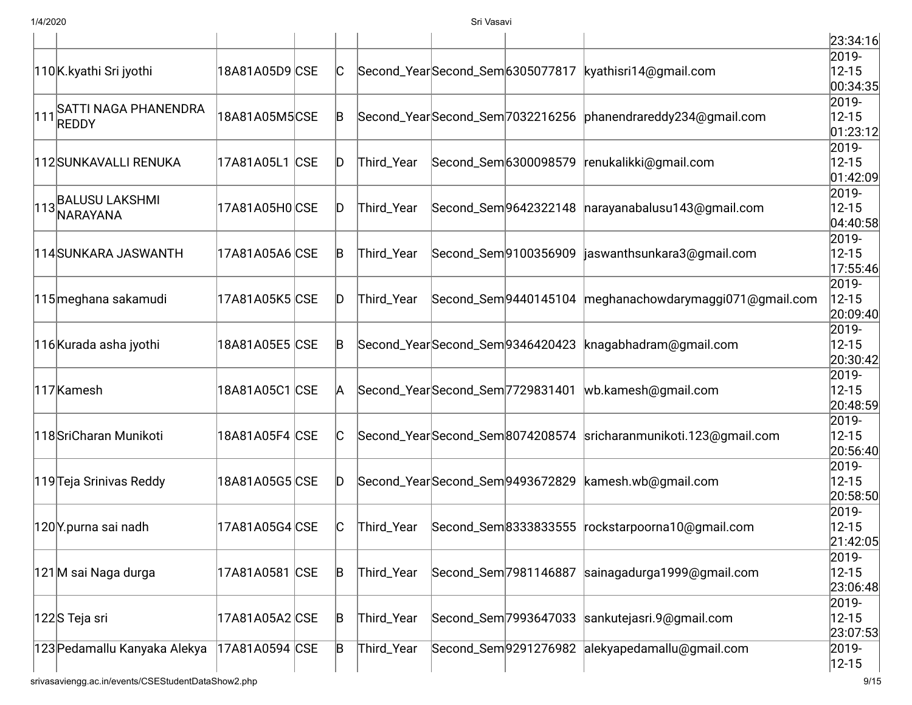|  |  |  |  |  |  |  |  |  | 23:34:16 |
|---|---|---|---|---|---|---|---|---|---|
| 110 | K.kyathi Sri jyothi | 18A81A05D9 | CSE | C | Second_Year | Second_Sem | 6305077817 | kyathisri14@gmail.com | 2019-12-15 00:34:35 |
| 111 | SATTI NAGA PHANENDRA REDDY | 18A81A05M5 | CSE | B | Second_Year | Second_Sem | 7032216256 | phanendrareddy234@gmail.com | 2019-12-15 01:23:12 |
| 112 | SUNKAVALLI RENUKA | 17A81A05L1 | CSE | D | Third_Year | Second_Sem | 6300098579 | renukalikki@gmail.com | 2019-12-15 01:42:09 |
| 113 | BALUSU LAKSHMI NARAYANA | 17A81A05H0 | CSE | D | Third_Year | Second_Sem | 9642322148 | narayanabalusu143@gmail.com | 2019-12-15 04:40:58 |
| 114 | SUNKARA JASWANTH | 17A81A05A6 | CSE | B | Third_Year | Second_Sem | 9100356909 | jaswanthsunkara3@gmail.com | 2019-12-15 17:55:46 |
| 115 | meghana sakamudi | 17A81A05K5 | CSE | D | Third_Year | Second_Sem | 9440145104 | meghanachowdarymaggi071@gmail.com | 2019-12-15 20:09:40 |
| 116 | Kurada asha jyothi | 18A81A05E5 | CSE | B | Second_Year | Second_Sem | 9346420423 | knagabhadram@gmail.com | 2019-12-15 20:30:42 |
| 117 | Kamesh | 18A81A05C1 | CSE | A | Second_Year | Second_Sem | 7729831401 | wb.kamesh@gmail.com | 2019-12-15 20:48:59 |
| 118 | SriCharan Munikoti | 18A81A05F4 | CSE | C | Second_Year | Second_Sem | 8074208574 | sricharanmunikoti.123@gmail.com | 2019-12-15 20:56:40 |
| 119 | Teja Srinivas Reddy | 18A81A05G5 | CSE | D | Second_Year | Second_Sem | 9493672829 | kamesh.wb@gmail.com | 2019-12-15 20:58:50 |
| 120 | Y.purna sai nadh | 17A81A05G4 | CSE | C | Third_Year | Second_Sem | 8333833555 | rockstarpoorna10@gmail.com | 2019-12-15 21:42:05 |
| 121 | M sai Naga durga | 17A81A0581 | CSE | B | Third_Year | Second_Sem | 7981146887 | sainagadurga1999@gmail.com | 2019-12-15 23:06:48 |
| 122 | S Teja sri | 17A81A05A2 | CSE | B | Third_Year | Second_Sem | 7993647033 | sankutejasri.9@gmail.com | 2019-12-15 23:07:53 |
| 123 | Pedamallu Kanyaka Alekya | 17A81A0594 | CSE | B | Third_Year | Second_Sem | 9291276982 | alekyapedamallu@gmail.com | 2019-12-15 |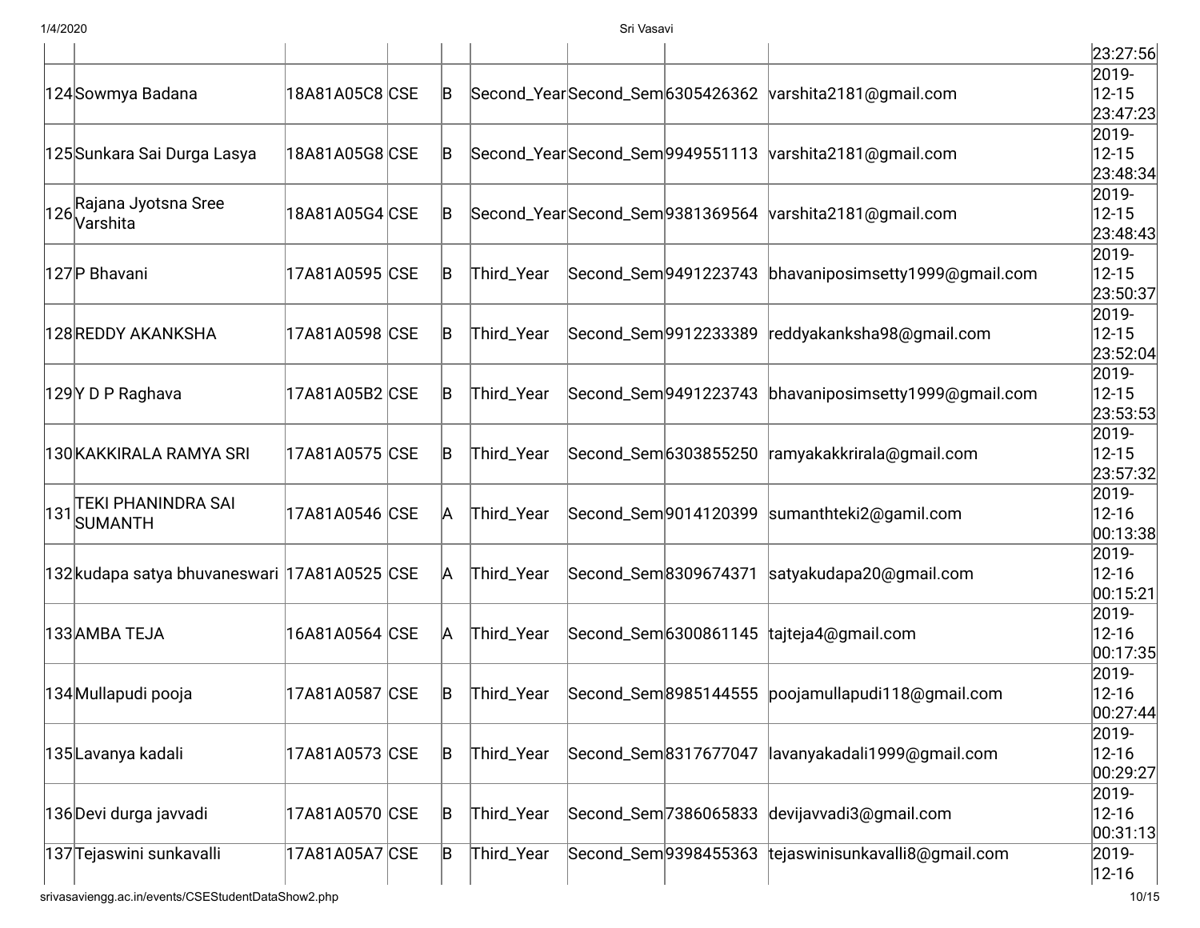| | | | | | | | | | |
|---|---|---|---|---|---|---|---|---|---|
| | | | | | | | | | 23:27:56 |
| 124 | Sowmya Badana | 18A81A05C8 | CSE | B | Second_Year | Second_Sem | 6305426362 | varshita2181@gmail.com | 2019-12-15 23:47:23 |
| 125 | Sunkara Sai Durga Lasya | 18A81A05G8 | CSE | B | Second_Year | Second_Sem | 9949551113 | varshita2181@gmail.com | 2019-12-15 23:48:34 |
| 126 | Rajana Jyotsna Sree Varshita | 18A81A05G4 | CSE | B | Second_Year | Second_Sem | 9381369564 | varshita2181@gmail.com | 2019-12-15 23:48:43 |
| 127 | P Bhavani | 17A81A0595 | CSE | B | Third_Year | Second_Sem | 9491223743 | bhavaniposimsetty1999@gmail.com | 2019-12-15 23:50:37 |
| 128 | REDDY AKANKSHA | 17A81A0598 | CSE | B | Third_Year | Second_Sem | 9912233389 | reddyakanksha98@gmail.com | 2019-12-15 23:52:04 |
| 129 | Y D P Raghava | 17A81A05B2 | CSE | B | Third_Year | Second_Sem | 9491223743 | bhavaniposimsetty1999@gmail.com | 2019-12-15 23:53:53 |
| 130 | KAKKIRALA RAMYA SRI | 17A81A0575 | CSE | B | Third_Year | Second_Sem | 6303855250 | ramyakakkrirala@gmail.com | 2019-12-15 23:57:32 |
| 131 | TEKI PHANINDRA SAI SUMANTH | 17A81A0546 | CSE | A | Third_Year | Second_Sem | 9014120399 | sumanthteki2@gamil.com | 2019-12-16 00:13:38 |
| 132 | kudapa satya bhuvaneswari | 17A81A0525 | CSE | A | Third_Year | Second_Sem | 8309674371 | satyakudapa20@gmail.com | 2019-12-16 00:15:21 |
| 133 | AMBA TEJA | 16A81A0564 | CSE | A | Third_Year | Second_Sem | 6300861145 | tajteja4@gmail.com | 2019-12-16 00:17:35 |
| 134 | Mullapudi pooja | 17A81A0587 | CSE | B | Third_Year | Second_Sem | 8985144555 | poojamullapudi118@gmail.com | 2019-12-16 00:27:44 |
| 135 | Lavanya kadali | 17A81A0573 | CSE | B | Third_Year | Second_Sem | 8317677047 | lavanyakadali1999@gmail.com | 2019-12-16 00:29:27 |
| 136 | Devi durga javvadi | 17A81A0570 | CSE | B | Third_Year | Second_Sem | 7386065833 | devijavvadi3@gmail.com | 2019-12-16 00:31:13 |
| 137 | Tejaswini sunkavalli | 17A81A05A7 | CSE | B | Third_Year | Second_Sem | 9398455363 | tejaswinisunkavalli8@gmail.com | 2019-12-16 |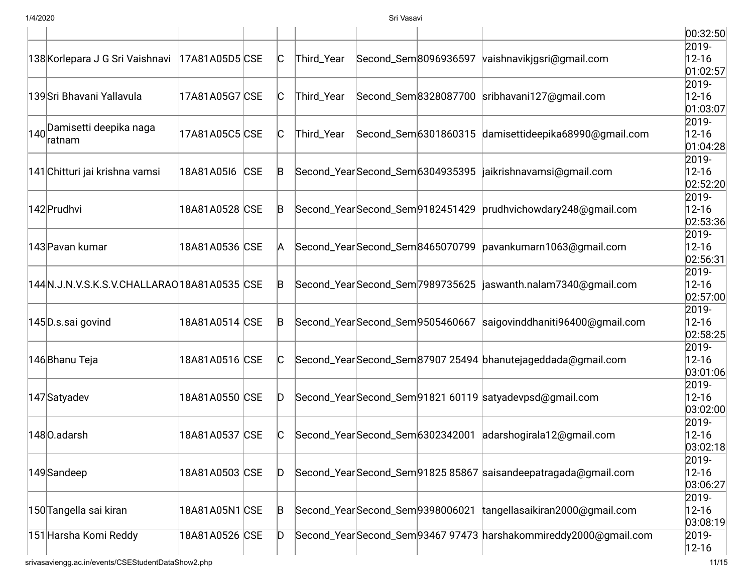| | | | | | | | | | |
|---|---|---|---|---|---|---|---|---|---|
| | | | | | | | | | 00:32:50 |
| 138 | Korlepara J G Sri Vaishnavi | 17A81A05D5 | CSE | C | Third_Year | Second_Sem | 8096936597 | vaishnavikjgsri@gmail.com | 2019-12-16 01:02:57 |
| 139 | Sri Bhavani Yallavula | 17A81A05G7 | CSE | C | Third_Year | Second_Sem | 8328087700 | sribhavani127@gmail.com | 2019-12-16 01:03:07 |
| 140 | Damisetti deepika naga ratnam | 17A81A05C5 | CSE | C | Third_Year | Second_Sem | 6301860315 | damisettideepika68990@gmail.com | 2019-12-16 01:04:28 |
| 141 | Chitturi jai krishna vamsi | 18A81A05I6 | CSE | B | Second_Year | Second_Sem | 6304935395 | jaikrishnavamsi@gmail.com | 2019-12-16 02:52:20 |
| 142 | Prudhvi | 18A81A0528 | CSE | B | Second_Year | Second_Sem | 9182451429 | prudhvichowdary248@gmail.com | 2019-12-16 02:53:36 |
| 143 | Pavan kumar | 18A81A0536 | CSE | A | Second_Year | Second_Sem | 8465070799 | pavankumarn1063@gmail.com | 2019-12-16 02:56:31 |
| 144 | N.J.N.V.S.K.S.V.CHALLARAO | 18A81A0535 | CSE | B | Second_Year | Second_Sem | 7989735625 | jaswanth.nalam7340@gmail.com | 2019-12-16 02:57:00 |
| 145 | D.s.sai govind | 18A81A0514 | CSE | B | Second_Year | Second_Sem | 9505460667 | saigovinddhaniti96400@gmail.com | 2019-12-16 02:58:25 |
| 146 | Bhanu Teja | 18A81A0516 | CSE | C | Second_Year | Second_Sem | 87907 25494 | bhanutejageddada@gmail.com | 2019-12-16 03:01:06 |
| 147 | Satyadev | 18A81A0550 | CSE | D | Second_Year | Second_Sem | 91821 60119 | satyadevpsd@gmail.com | 2019-12-16 03:02:00 |
| 148 | O.adarsh | 18A81A0537 | CSE | C | Second_Year | Second_Sem | 6302342001 | adarshogirala12@gmail.com | 2019-12-16 03:02:18 |
| 149 | Sandeep | 18A81A0503 | CSE | D | Second_Year | Second_Sem | 91825 85867 | saisandeepatragada@gmail.com | 2019-12-16 03:06:27 |
| 150 | Tangella sai kiran | 18A81A05N1 | CSE | B | Second_Year | Second_Sem | 9398006021 | tangellasaikiran2000@gmail.com | 2019-12-16 03:08:19 |
| 151 | Harsha Komi Reddy | 18A81A0526 | CSE | D | Second_Year | Second_Sem | 93467 97473 | harshakommireddy2000@gmail.com | 2019-12-16 |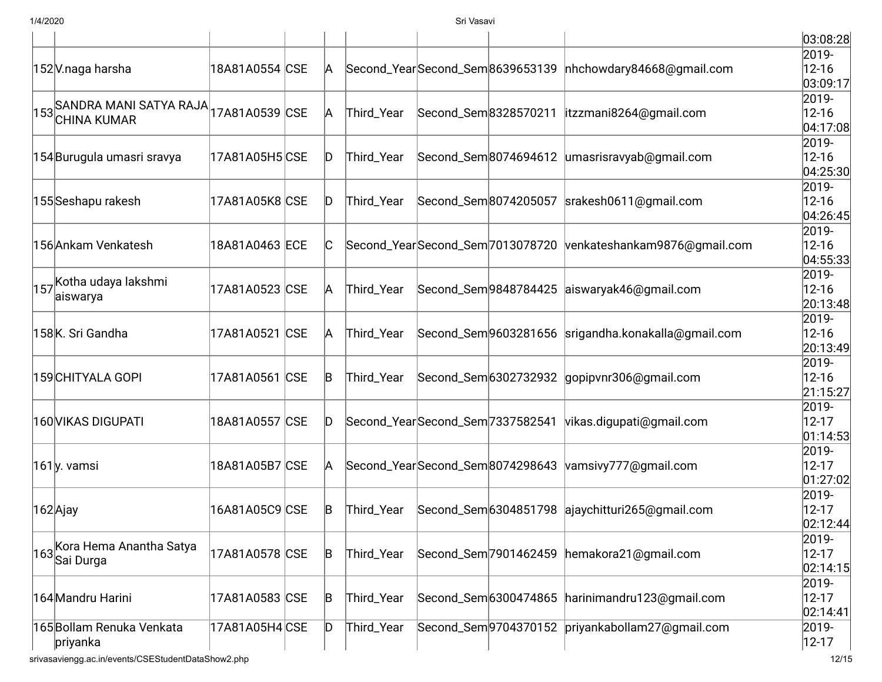| | | | | | | | | | |
|---|---|---|---|---|---|---|---|---|---|
| | | | | | | | | | 03:08:28 |
| 152 | V.naga harsha | 18A81A0554 | CSE | A | Second_Year | Second_Sem | 8639653139 | nhchowdary84668@gmail.com | 2019-12-16 03:09:17 |
| 153 | SANDRA MANI SATYA RAJA CHINA KUMAR | 17A81A0539 | CSE | A | Third_Year | Second_Sem | 8328570211 | itzzmani8264@gmail.com | 2019-12-16 04:17:08 |
| 154 | Burugula umasri sravya | 17A81A05H5 | CSE | D | Third_Year | Second_Sem | 8074694612 | umasrisravyab@gmail.com | 2019-12-16 04:25:30 |
| 155 | Seshapu rakesh | 17A81A05K8 | CSE | D | Third_Year | Second_Sem | 8074205057 | srakesh0611@gmail.com | 2019-12-16 04:26:45 |
| 156 | Ankam Venkatesh | 18A81A0463 | ECE | C | Second_Year | Second_Sem | 7013078720 | venkateshankam9876@gmail.com | 2019-12-16 04:55:33 |
| 157 | Kotha udaya lakshmi aiswarya | 17A81A0523 | CSE | A | Third_Year | Second_Sem | 9848784425 | aiswaryak46@gmail.com | 2019-12-16 20:13:48 |
| 158 | K. Sri Gandha | 17A81A0521 | CSE | A | Third_Year | Second_Sem | 9603281656 | srigandha.konakalla@gmail.com | 2019-12-16 20:13:49 |
| 159 | CHITYALA GOPI | 17A81A0561 | CSE | B | Third_Year | Second_Sem | 6302732932 | gopipvnr306@gmail.com | 2019-12-16 21:15:27 |
| 160 | VIKAS DIGUPATI | 18A81A0557 | CSE | D | Second_Year | Second_Sem | 7337582541 | vikas.digupati@gmail.com | 2019-12-17 01:14:53 |
| 161 | y. vamsi | 18A81A05B7 | CSE | A | Second_Year | Second_Sem | 8074298643 | vamsivy777@gmail.com | 2019-12-17 01:27:02 |
| 162 | Ajay | 16A81A05C9 | CSE | B | Third_Year | Second_Sem | 6304851798 | ajaychitturi265@gmail.com | 2019-12-17 02:12:44 |
| 163 | Kora Hema Anantha Satya Sai Durga | 17A81A0578 | CSE | B | Third_Year | Second_Sem | 7901462459 | hemakora21@gmail.com | 2019-12-17 02:14:15 |
| 164 | Mandru Harini | 17A81A0583 | CSE | B | Third_Year | Second_Sem | 6300474865 | harinimandru123@gmail.com | 2019-12-17 02:14:41 |
| 165 | Bollam Renuka Venkata priyanka | 17A81A05H4 | CSE | D | Third_Year | Second_Sem | 9704370152 | priyankabollam27@gmail.com | 2019-12-17 |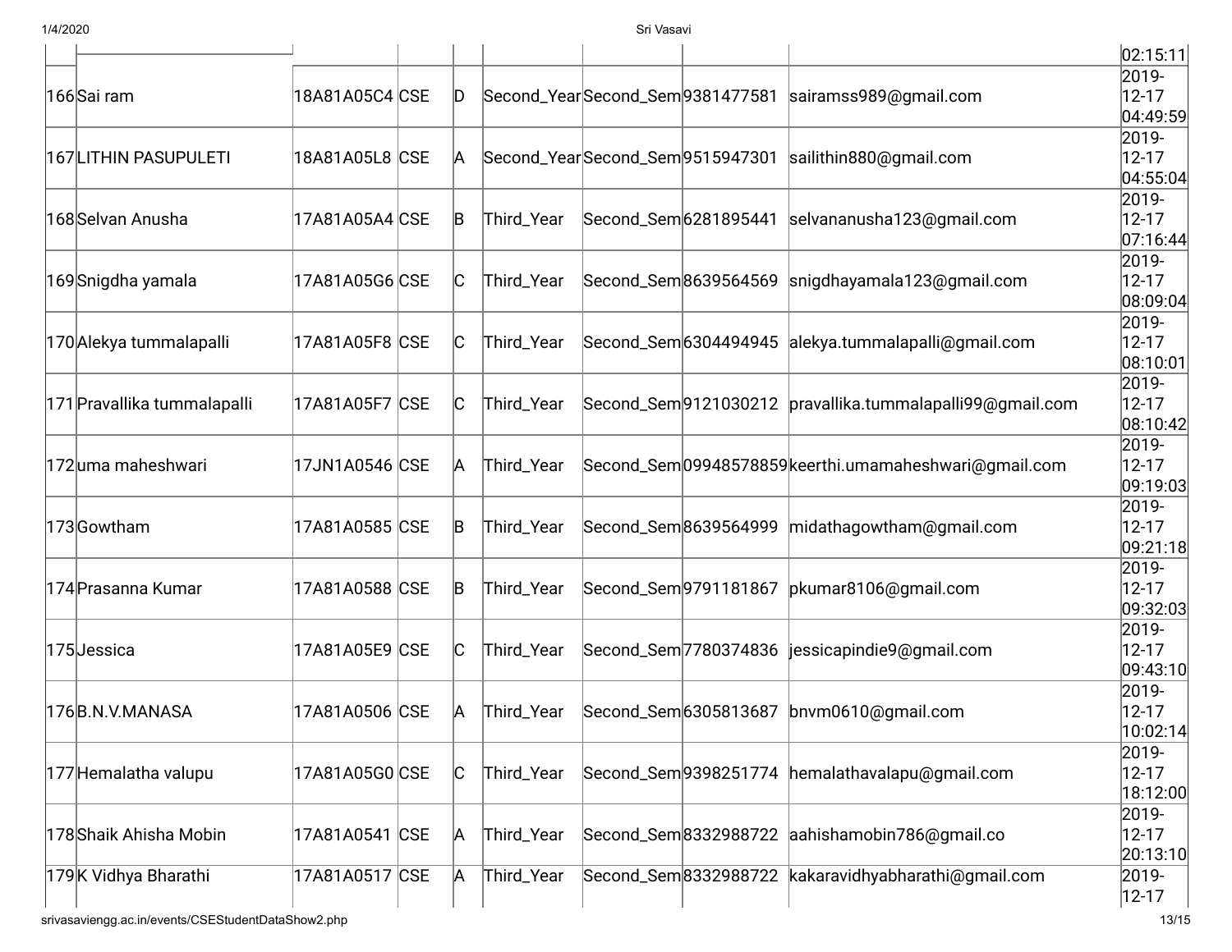| | | | | | | | | | |
|---|---|---|---|---|---|---|---|---|---|
| | | | | | | | | | 02:15:11 |
| 166 | Sai ram | 18A81A05C4 | CSE | D | Second_Year | Second_Sem | 9381477581 | sairamss989@gmail.com | 2019-12-17 04:49:59 |
| 167 | LITHIN PASUPULETI | 18A81A05L8 | CSE | A | Second_Year | Second_Sem | 9515947301 | sailithin880@gmail.com | 2019-12-17 04:55:04 |
| 168 | Selvan Anusha | 17A81A05A4 | CSE | B | Third_Year | Second_Sem | 6281895441 | selvananusha123@gmail.com | 2019-12-17 07:16:44 |
| 169 | Snigdha yamala | 17A81A05G6 | CSE | C | Third_Year | Second_Sem | 8639564569 | snigdhayamala123@gmail.com | 2019-12-17 08:09:04 |
| 170 | Alekya tummalapalli | 17A81A05F8 | CSE | C | Third_Year | Second_Sem | 6304494945 | alekya.tummalapalli@gmail.com | 2019-12-17 08:10:01 |
| 171 | Pravallika tummalapalli | 17A81A05F7 | CSE | C | Third_Year | Second_Sem | 9121030212 | pravallika.tummalapalli99@gmail.com | 2019-12-17 08:10:42 |
| 172 | uma maheshwari | 17JN1A0546 | CSE | A | Third_Year | Second_Sem | 09948578859 | keerthi.umamaheshwari@gmail.com | 2019-12-17 09:19:03 |
| 173 | Gowtham | 17A81A0585 | CSE | B | Third_Year | Second_Sem | 8639564999 | midathagowtham@gmail.com | 2019-12-17 09:21:18 |
| 174 | Prasanna Kumar | 17A81A0588 | CSE | B | Third_Year | Second_Sem | 9791181867 | pkumar8106@gmail.com | 2019-12-17 09:32:03 |
| 175 | Jessica | 17A81A05E9 | CSE | C | Third_Year | Second_Sem | 7780374836 | jessicapindie9@gmail.com | 2019-12-17 09:43:10 |
| 176 | B.N.V.MANASA | 17A81A0506 | CSE | A | Third_Year | Second_Sem | 6305813687 | bnvm0610@gmail.com | 2019-12-17 10:02:14 |
| 177 | Hemalatha valupu | 17A81A05G0 | CSE | C | Third_Year | Second_Sem | 9398251774 | hemalathavalapu@gmail.com | 2019-12-17 18:12:00 |
| 178 | Shaik Ahisha Mobin | 17A81A0541 | CSE | A | Third_Year | Second_Sem | 8332988722 | aahishamobin786@gmail.co | 2019-12-17 20:13:10 |
| 179 | K Vidhya Bharathi | 17A81A0517 | CSE | A | Third_Year | Second_Sem | 8332988722 | kakaravidhyabharathi@gmail.com | 2019-12-17 |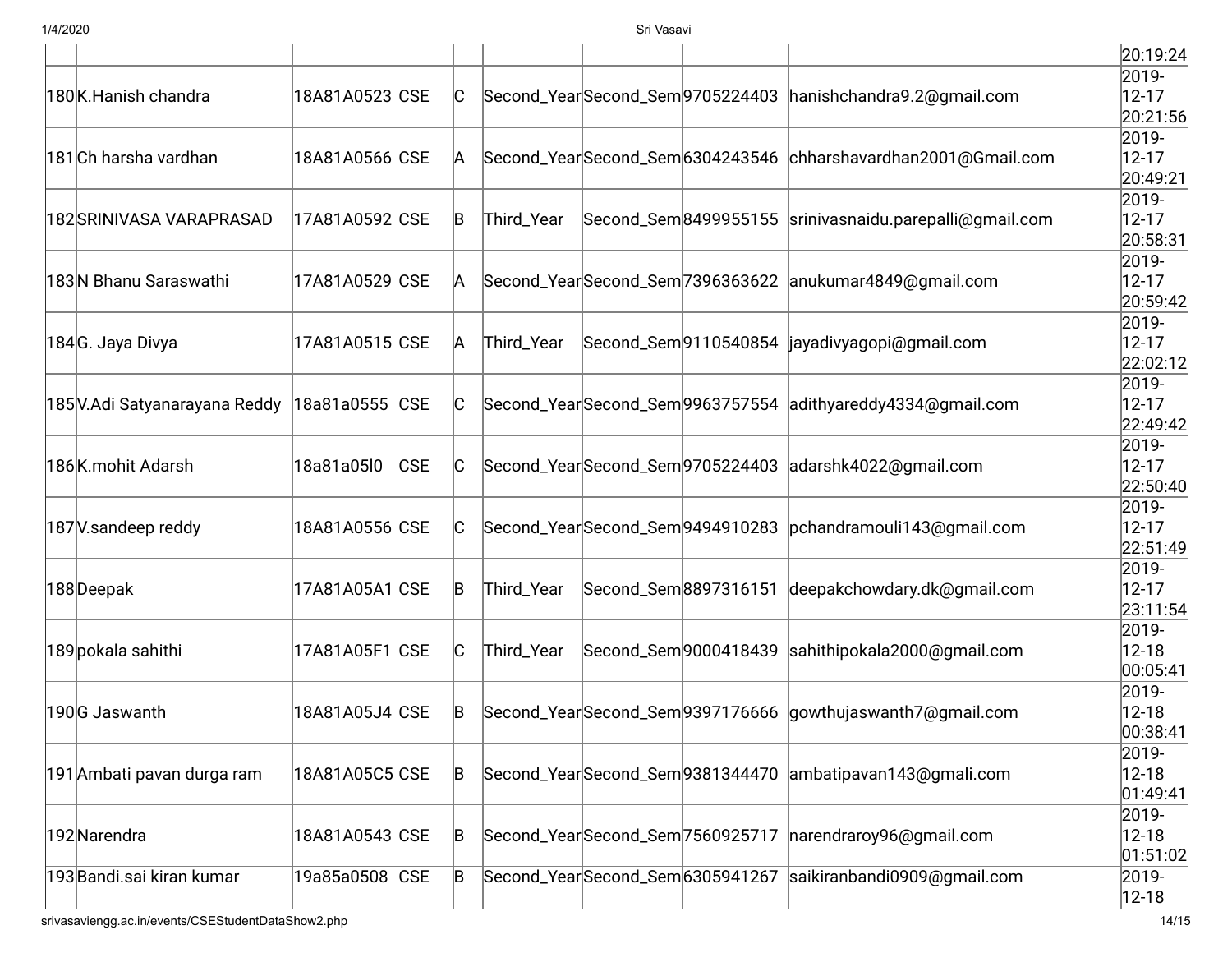| | | | | | | | | | |
|---|---|---|---|---|---|---|---|---|---|
| | | | | | | | | | 20:19:24 |
| 180 | K.Hanish chandra | 18A81A0523 | CSE | C | Second_Year | Second_Sem | 9705224403 | hanishchandra9.2@gmail.com | 2019-12-17 20:21:56 |
| 181 | Ch harsha vardhan | 18A81A0566 | CSE | A | Second_Year | Second_Sem | 6304243546 | chharshavardhan2001@Gmail.com | 2019-12-17 20:49:21 |
| 182 | SRINIVASA VARAPRASAD | 17A81A0592 | CSE | B | Third_Year | Second_Sem | 8499955155 | srinivasnaidu.parepalli@gmail.com | 2019-12-17 20:58:31 |
| 183 | N Bhanu Saraswathi | 17A81A0529 | CSE | A | Second_Year | Second_Sem | 7396363622 | anukumar4849@gmail.com | 2019-12-17 20:59:42 |
| 184 | G. Jaya Divya | 17A81A0515 | CSE | A | Third_Year | Second_Sem | 9110540854 | jayadivyagopi@gmail.com | 2019-12-17 22:02:12 |
| 185 | V.Adi Satyanarayana Reddy | 18a81a0555 | CSE | C | Second_Year | Second_Sem | 9963757554 | adithyareddy4334@gmail.com | 2019-12-17 22:49:42 |
| 186 | K.mohit Adarsh | 18a81a05l0 | CSE | C | Second_Year | Second_Sem | 9705224403 | adarshk4022@gmail.com | 2019-12-17 22:50:40 |
| 187 | V.sandeep reddy | 18A81A0556 | CSE | C | Second_Year | Second_Sem | 9494910283 | pchandramouli143@gmail.com | 2019-12-17 22:51:49 |
| 188 | Deepak | 17A81A05A1 | CSE | B | Third_Year | Second_Sem | 8897316151 | deepakchowdary.dk@gmail.com | 2019-12-17 23:11:54 |
| 189 | pokala sahithi | 17A81A05F1 | CSE | C | Third_Year | Second_Sem | 9000418439 | sahithipokala2000@gmail.com | 2019-12-18 00:05:41 |
| 190 | G Jaswanth | 18A81A05J4 | CSE | B | Second_Year | Second_Sem | 9397176666 | gowthujaswanth7@gmail.com | 2019-12-18 00:38:41 |
| 191 | Ambati pavan durga ram | 18A81A05C5 | CSE | B | Second_Year | Second_Sem | 9381344470 | ambatipavan143@gmali.com | 2019-12-18 01:49:41 |
| 192 | Narendra | 18A81A0543 | CSE | B | Second_Year | Second_Sem | 7560925717 | narendraroy96@gmail.com | 2019-12-18 01:51:02 |
| 193 | Bandi.sai kiran kumar | 19a85a0508 | CSE | B | Second_Year | Second_Sem | 6305941267 | saikiranbandi0909@gmail.com | 2019-12-18 |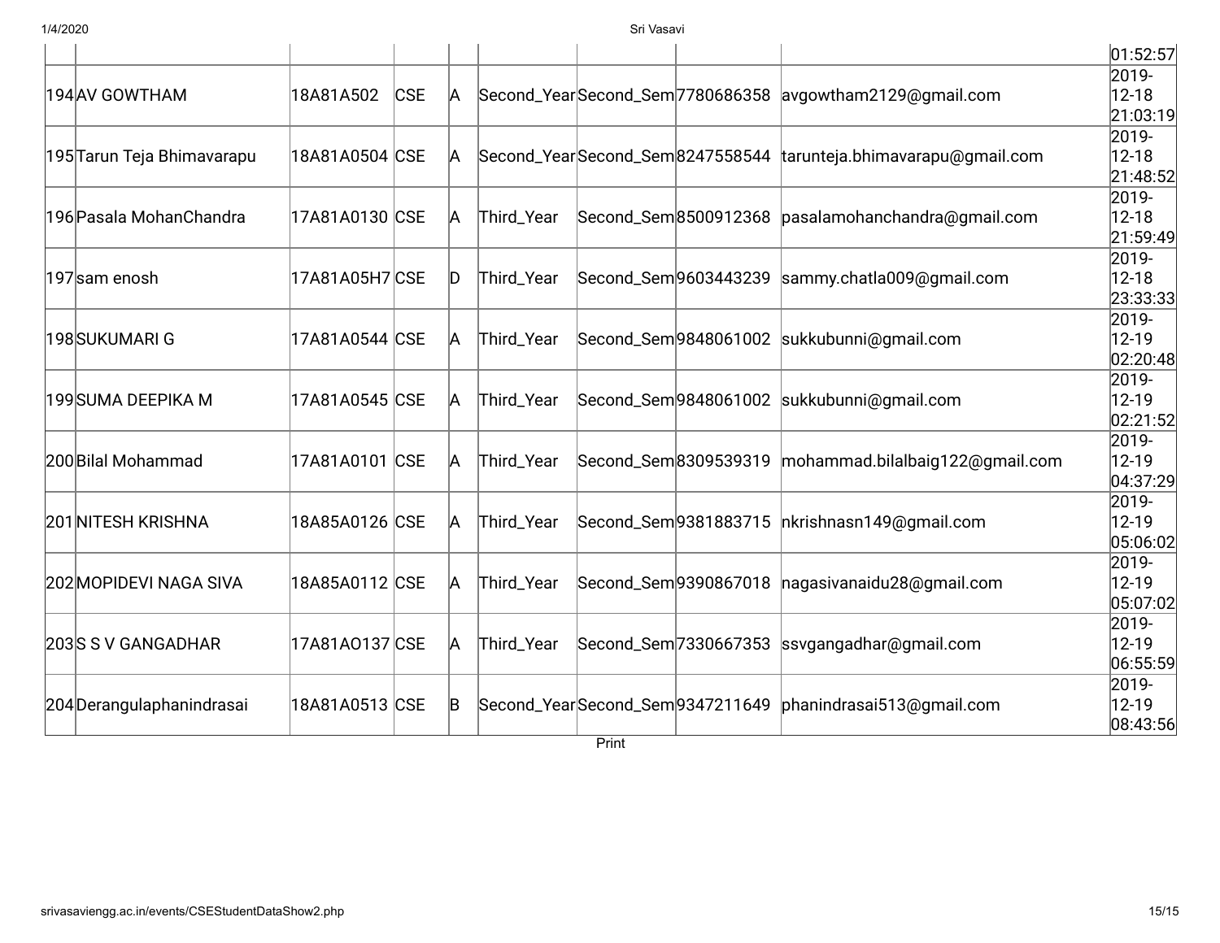| | | | | | | | | | |
|---|---|---|---|---|---|---|---|---|---|
| | | | | | | | | | 01:52:57 |
| 194 | AV GOWTHAM | 18A81A502 | CSE | A | Second_Year | Second_Sem | 7780686358 | avgowtham2129@gmail.com | 2019-12-18 21:03:19 |
| 195 | Tarun Teja Bhimavarapu | 18A81A0504 | CSE | A | Second_Year | Second_Sem | 8247558544 | tarunteja.bhimavarapu@gmail.com | 2019-12-18 21:48:52 |
| 196 | Pasala MohanChandra | 17A81A0130 | CSE | A | Third_Year | Second_Sem | 8500912368 | pasalamohanchandra@gmail.com | 2019-12-18 21:59:49 |
| 197 | sam enosh | 17A81A05H7 | CSE | D | Third_Year | Second_Sem | 9603443239 | sammy.chatla009@gmail.com | 2019-12-18 23:33:33 |
| 198 | SUKUMARI G | 17A81A0544 | CSE | A | Third_Year | Second_Sem | 9848061002 | sukkubunni@gmail.com | 2019-12-19 02:20:48 |
| 199 | SUMA DEEPIKA M | 17A81A0545 | CSE | A | Third_Year | Second_Sem | 9848061002 | sukkubunni@gmail.com | 2019-12-19 02:21:52 |
| 200 | Bilal Mohammad | 17A81A0101 | CSE | A | Third_Year | Second_Sem | 8309539319 | mohammad.bilalbaig122@gmail.com | 2019-12-19 04:37:29 |
| 201 | NITESH KRISHNA | 18A85A0126 | CSE | A | Third_Year | Second_Sem | 9381883715 | nkrishnasn149@gmail.com | 2019-12-19 05:06:02 |
| 202 | MOPIDEVI NAGA SIVA | 18A85A0112 | CSE | A | Third_Year | Second_Sem | 9390867018 | nagasivanaidu28@gmail.com | 2019-12-19 05:07:02 |
| 203 | S S V GANGADHAR | 17A81AO137 | CSE | A | Third_Year | Second_Sem | 7330667353 | ssvgangadhar@gmail.com | 2019-12-19 06:55:59 |
| 204 | Derangulaphanindrasai | 18A81A0513 | CSE | B | Second_Year | Second_Sem | 9347211649 | phanindrasai513@gmail.com | 2019-12-19 08:43:56 |

Print